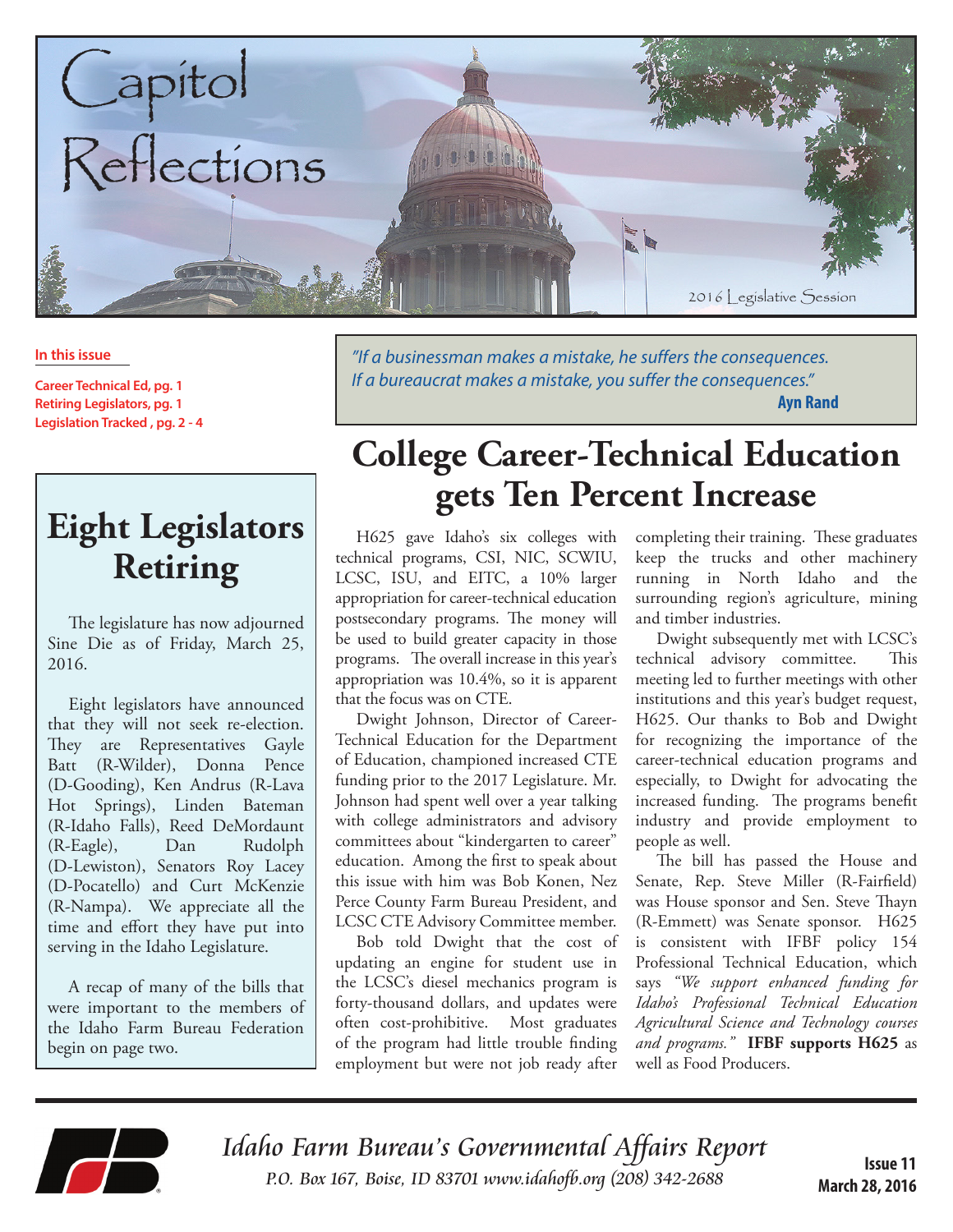# Capitol Reflections

2016 Legislative Session

**In this issue**

**Career Technical Ed, pg. 1**
**Retiring Legislators, pg. 1**
**Legislation Tracked , pg. 2 - 4**

*"If a businessman makes a mistake, he suffers the consequences. If a bureaucrat makes a mistake, you suffer the consequences."*
**Ayn Rand**

## Eight Legislators Retiring

The legislature has now adjourned Sine Die as of Friday, March 25, 2016.

Eight legislators have announced that they will not seek re-election. They are Representatives Gayle Batt (R-Wilder), Donna Pence (D-Gooding), Ken Andrus (R-Lava Hot Springs), Linden Bateman (R-Idaho Falls), Reed DeMordaunt (R-Eagle), Dan Rudolph (D-Lewiston), Senators Roy Lacey (D-Pocatello) and Curt McKenzie (R-Nampa). We appreciate all the time and effort they have put into serving in the Idaho Legislature.

A recap of many of the bills that were important to the members of the Idaho Farm Bureau Federation begin on page two.

## College Career-Technical Education gets Ten Percent Increase

H625 gave Idaho's six colleges with technical programs, CSI, NIC, SCWIU, LCSC, ISU, and EITC, a 10% larger appropriation for career-technical education postsecondary programs. The money will be used to build greater capacity in those programs. The overall increase in this year's appropriation was 10.4%, so it is apparent that the focus was on CTE.

Dwight Johnson, Director of Career-Technical Education for the Department of Education, championed increased CTE funding prior to the 2017 Legislature. Mr. Johnson had spent well over a year talking with college administrators and advisory committees about "kindergarten to career" education. Among the first to speak about this issue with him was Bob Konen, Nez Perce County Farm Bureau President, and LCSC CTE Advisory Committee member.

Bob told Dwight that the cost of updating an engine for student use in the LCSC's diesel mechanics program is forty-thousand dollars, and updates were often cost-prohibitive. Most graduates of the program had little trouble finding employment but were not job ready after completing their training. These graduates keep the trucks and other machinery running in North Idaho and the surrounding region's agriculture, mining and timber industries.

Dwight subsequently met with LCSC's technical advisory committee. This meeting led to further meetings with other institutions and this year's budget request, H625. Our thanks to Bob and Dwight for recognizing the importance of the career-technical education programs and especially, to Dwight for advocating the increased funding. The programs benefit industry and provide employment to people as well.

The bill has passed the House and Senate, Rep. Steve Miller (R-Fairfield) was House sponsor and Sen. Steve Thayn (R-Emmett) was Senate sponsor. H625 is consistent with IFBF policy 154 Professional Technical Education, which says *"We support enhanced funding for Idaho's Professional Technical Education Agricultural Science and Technology courses and programs."* **IFBF supports H625** as well as Food Producers.

*Idaho Farm Bureau's Governmental Affairs Report*
*P.O. Box 167, Boise, ID 83701 www.idahofb.org (208) 342-2688*

**Issue 11**
**March 28, 2016**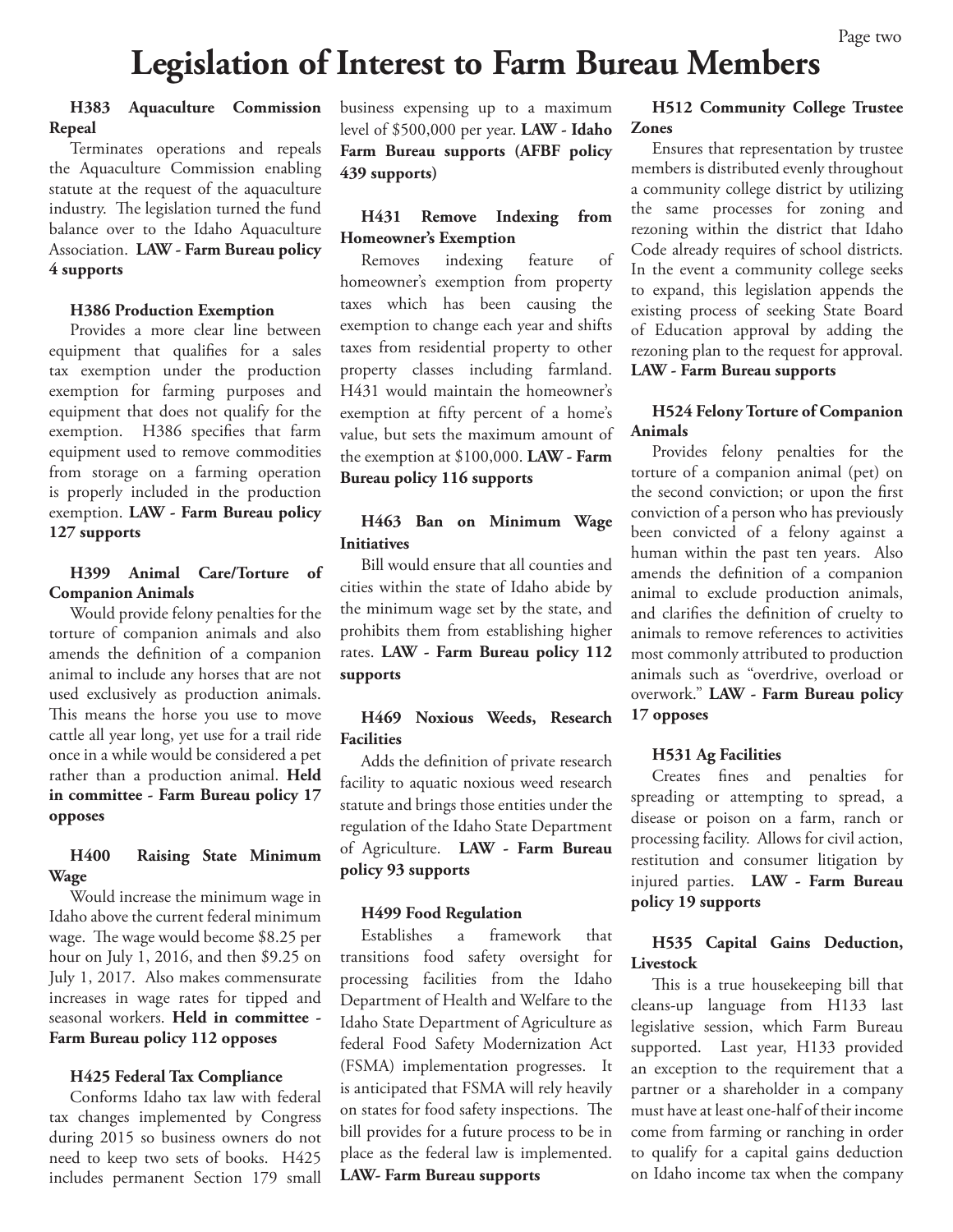# Legislation of Interest to Farm Bureau Members

### H383 Aquaculture Commission Repeal

Terminates operations and repeals the Aquaculture Commission enabling statute at the request of the aquaculture industry. The legislation turned the fund balance over to the Idaho Aquaculture Association. **LAW - Farm Bureau policy 4 supports**

### H386 Production Exemption

Provides a more clear line between equipment that qualifies for a sales tax exemption under the production exemption for farming purposes and equipment that does not qualify for the exemption. H386 specifies that farm equipment used to remove commodities from storage on a farming operation is properly included in the production exemption. **LAW - Farm Bureau policy 127 supports**

### H399 Animal Care/Torture of Companion Animals

Would provide felony penalties for the torture of companion animals and also amends the definition of a companion animal to include any horses that are not used exclusively as production animals. This means the horse you use to move cattle all year long, yet use for a trail ride once in a while would be considered a pet rather than a production animal. **Held in committee - Farm Bureau policy 17 opposes**

### H400 Raising State Minimum Wage

Would increase the minimum wage in Idaho above the current federal minimum wage. The wage would become $8.25 per hour on July 1, 2016, and then $9.25 on July 1, 2017. Also makes commensurate increases in wage rates for tipped and seasonal workers. **Held in committee - Farm Bureau policy 112 opposes**

### H425 Federal Tax Compliance

Conforms Idaho tax law with federal tax changes implemented by Congress during 2015 so business owners do not need to keep two sets of books. H425 includes permanent Section 179 small business expensing up to a maximum level of $500,000 per year. **LAW - Idaho Farm Bureau supports (AFBF policy 439 supports)**

### H431 Remove Indexing from Homeowner's Exemption

Removes indexing feature of homeowner's exemption from property taxes which has been causing the exemption to change each year and shifts taxes from residential property to other property classes including farmland. H431 would maintain the homeowner's exemption at fifty percent of a home's value, but sets the maximum amount of the exemption at $100,000. **LAW - Farm Bureau policy 116 supports**

### H463 Ban on Minimum Wage Initiatives

Bill would ensure that all counties and cities within the state of Idaho abide by the minimum wage set by the state, and prohibits them from establishing higher rates. **LAW - Farm Bureau policy 112 supports**

### H469 Noxious Weeds, Research Facilities

Adds the definition of private research facility to aquatic noxious weed research statute and brings those entities under the regulation of the Idaho State Department of Agriculture. **LAW - Farm Bureau policy 93 supports**

### H499 Food Regulation

Establishes a framework that transitions food safety oversight for processing facilities from the Idaho Department of Health and Welfare to the Idaho State Department of Agriculture as federal Food Safety Modernization Act (FSMA) implementation progresses. It is anticipated that FSMA will rely heavily on states for food safety inspections. The bill provides for a future process to be in place as the federal law is implemented. **LAW- Farm Bureau supports**

### H512 Community College Trustee Zones

Ensures that representation by trustee members is distributed evenly throughout a community college district by utilizing the same processes for zoning and rezoning within the district that Idaho Code already requires of school districts. In the event a community college seeks to expand, this legislation appends the existing process of seeking State Board of Education approval by adding the rezoning plan to the request for approval. **LAW - Farm Bureau supports**

### H524 Felony Torture of Companion Animals

Provides felony penalties for the torture of a companion animal (pet) on the second conviction; or upon the first conviction of a person who has previously been convicted of a felony against a human within the past ten years. Also amends the definition of a companion animal to exclude production animals, and clarifies the definition of cruelty to animals to remove references to activities most commonly attributed to production animals such as "overdrive, overload or overwork." **LAW - Farm Bureau policy 17 opposes**

### H531 Ag Facilities

Creates fines and penalties for spreading or attempting to spread, a disease or poison on a farm, ranch or processing facility. Allows for civil action, restitution and consumer litigation by injured parties. **LAW - Farm Bureau policy 19 supports**

### H535 Capital Gains Deduction, Livestock

This is a true housekeeping bill that cleans-up language from H133 last legislative session, which Farm Bureau supported. Last year, H133 provided an exception to the requirement that a partner or a shareholder in a company must have at least one-half of their income come from farming or ranching in order to qualify for a capital gains deduction on Idaho income tax when the company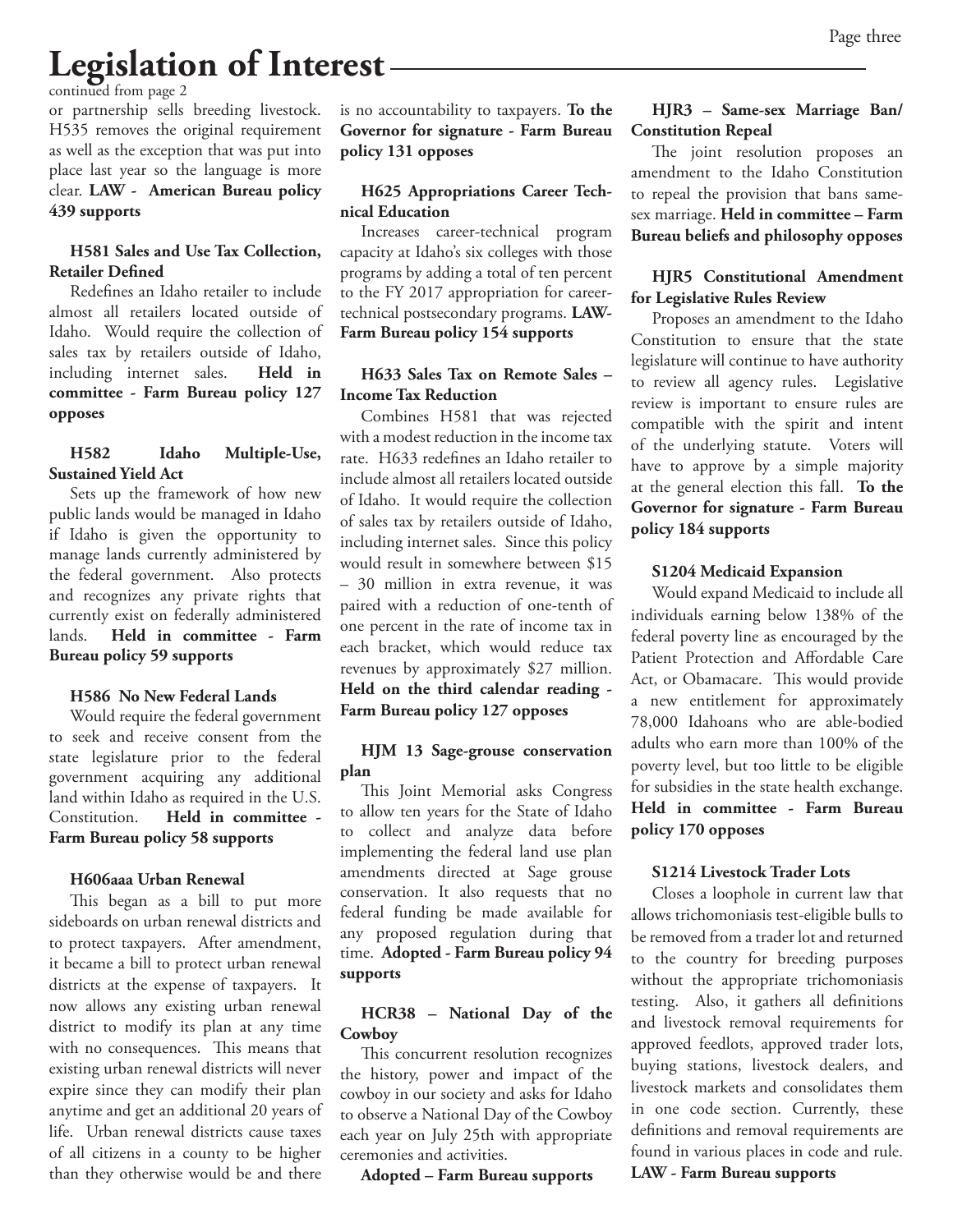# Legislation of Interest

continued from page 2

or partnership sells breeding livestock. H535 removes the original requirement as well as the exception that was put into place last year so the language is more clear. **LAW - American Bureau policy 439 supports**

### H581 Sales and Use Tax Collection, Retailer Defined

Redefines an Idaho retailer to include almost all retailers located outside of Idaho. Would require the collection of sales tax by retailers outside of Idaho, including internet sales. **Held in committee - Farm Bureau policy 127 opposes**

### H582 Idaho Multiple-Use, Sustained Yield Act

Sets up the framework of how new public lands would be managed in Idaho if Idaho is given the opportunity to manage lands currently administered by the federal government. Also protects and recognizes any private rights that currently exist on federally administered lands. **Held in committee - Farm Bureau policy 59 supports**

### H586 No New Federal Lands

Would require the federal government to seek and receive consent from the state legislature prior to the federal government acquiring any additional land within Idaho as required in the U.S. Constitution. **Held in committee - Farm Bureau policy 58 supports**

### H606aaa Urban Renewal

This began as a bill to put more sideboards on urban renewal districts and to protect taxpayers. After amendment, it became a bill to protect urban renewal districts at the expense of taxpayers. It now allows any existing urban renewal district to modify its plan at any time with no consequences. This means that existing urban renewal districts will never expire since they can modify their plan anytime and get an additional 20 years of life. Urban renewal districts cause taxes of all citizens in a county to be higher than they otherwise would be and there is no accountability to taxpayers. **To the Governor for signature - Farm Bureau policy 131 opposes**

### H625 Appropriations Career Technical Education

Increases career-technical program capacity at Idaho's six colleges with those programs by adding a total of ten percent to the FY 2017 appropriation for career-technical postsecondary programs. **LAW-Farm Bureau policy 154 supports**

### H633 Sales Tax on Remote Sales – Income Tax Reduction

Combines H581 that was rejected with a modest reduction in the income tax rate. H633 redefines an Idaho retailer to include almost all retailers located outside of Idaho. It would require the collection of sales tax by retailers outside of Idaho, including internet sales. Since this policy would result in somewhere between $15 – 30 million in extra revenue, it was paired with a reduction of one-tenth of one percent in the rate of income tax in each bracket, which would reduce tax revenues by approximately $27 million. **Held on the third calendar reading - Farm Bureau policy 127 opposes**

### HJM 13 Sage-grouse conservation plan

This Joint Memorial asks Congress to allow ten years for the State of Idaho to collect and analyze data before implementing the federal land use plan amendments directed at Sage grouse conservation. It also requests that no federal funding be made available for any proposed regulation during that time. **Adopted - Farm Bureau policy 94 supports**

### HCR38 – National Day of the Cowboy

This concurrent resolution recognizes the history, power and impact of the cowboy in our society and asks for Idaho to observe a National Day of the Cowboy each year on July 25th with appropriate ceremonies and activities.

**Adopted – Farm Bureau supports**

### HJR3 – Same-sex Marriage Ban/ Constitution Repeal

The joint resolution proposes an amendment to the Idaho Constitution to repeal the provision that bans same-sex marriage. **Held in committee – Farm Bureau beliefs and philosophy opposes**

### HJR5 Constitutional Amendment for Legislative Rules Review

Proposes an amendment to the Idaho Constitution to ensure that the state legislature will continue to have authority to review all agency rules. Legislative review is important to ensure rules are compatible with the spirit and intent of the underlying statute. Voters will have to approve by a simple majority at the general election this fall. **To the Governor for signature - Farm Bureau policy 184 supports**

### S1204 Medicaid Expansion

Would expand Medicaid to include all individuals earning below 138% of the federal poverty line as encouraged by the Patient Protection and Affordable Care Act, or Obamacare. This would provide a new entitlement for approximately 78,000 Idahoans who are able-bodied adults who earn more than 100% of the poverty level, but too little to be eligible for subsidies in the state health exchange. **Held in committee - Farm Bureau policy 170 opposes**

### S1214 Livestock Trader Lots

Closes a loophole in current law that allows trichomoniasis test-eligible bulls to be removed from a trader lot and returned to the country for breeding purposes without the appropriate trichomoniasis testing. Also, it gathers all definitions and livestock removal requirements for approved feedlots, approved trader lots, buying stations, livestock dealers, and livestock markets and consolidates them in one code section. Currently, these definitions and removal requirements are found in various places in code and rule. **LAW - Farm Bureau supports**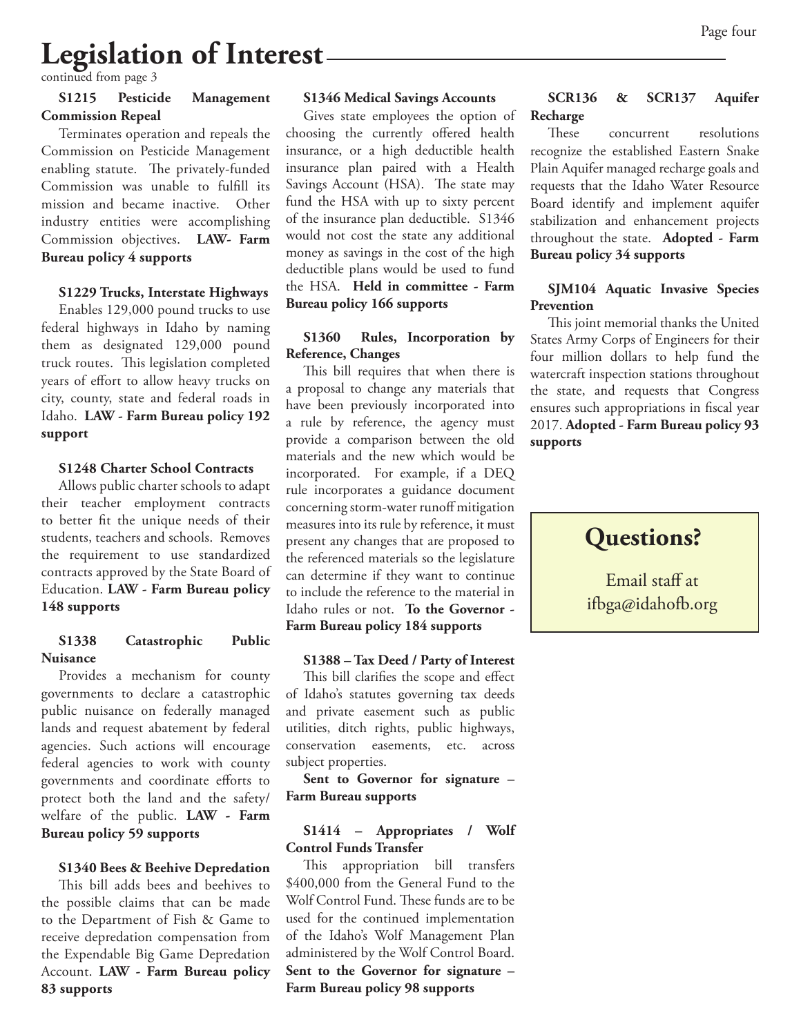# Legislation of Interest

continued from page 3

**S1215 Pesticide Management Commission Repeal**

Terminates operation and repeals the Commission on Pesticide Management enabling statute. The privately-funded Commission was unable to fulfill its mission and became inactive. Other industry entities were accomplishing Commission objectives. **LAW- Farm Bureau policy 4 supports**

**S1229 Trucks, Interstate Highways**

Enables 129,000 pound trucks to use federal highways in Idaho by naming them as designated 129,000 pound truck routes. This legislation completed years of effort to allow heavy trucks on city, county, state and federal roads in Idaho. **LAW - Farm Bureau policy 192 support**

**S1248 Charter School Contracts**

Allows public charter schools to adapt their teacher employment contracts to better fit the unique needs of their students, teachers and schools. Removes the requirement to use standardized contracts approved by the State Board of Education. **LAW - Farm Bureau policy 148 supports**

**S1338 Catastrophic Public Nuisance**

Provides a mechanism for county governments to declare a catastrophic public nuisance on federally managed lands and request abatement by federal agencies. Such actions will encourage federal agencies to work with county governments and coordinate efforts to protect both the land and the safety/welfare of the public. **LAW - Farm Bureau policy 59 supports**

**S1340 Bees & Beehive Depredation**

This bill adds bees and beehives to the possible claims that can be made to the Department of Fish & Game to receive depredation compensation from the Expendable Big Game Depredation Account. **LAW - Farm Bureau policy 83 supports**

**S1346 Medical Savings Accounts**

Gives state employees the option of choosing the currently offered health insurance, or a high deductible health insurance plan paired with a Health Savings Account (HSA). The state may fund the HSA with up to sixty percent of the insurance plan deductible. S1346 would not cost the state any additional money as savings in the cost of the high deductible plans would be used to fund the HSA. **Held in committee - Farm Bureau policy 166 supports**

**S1360 Rules, Incorporation by Reference, Changes**

This bill requires that when there is a proposal to change any materials that have been previously incorporated into a rule by reference, the agency must provide a comparison between the old materials and the new which would be incorporated. For example, if a DEQ rule incorporates a guidance document concerning storm-water runoff mitigation measures into its rule by reference, it must present any changes that are proposed to the referenced materials so the legislature can determine if they want to continue to include the reference to the material in Idaho rules or not. **To the Governor - Farm Bureau policy 184 supports**

**S1388 – Tax Deed / Party of Interest**

This bill clarifies the scope and effect of Idaho's statutes governing tax deeds and private easement such as public utilities, ditch rights, public highways, conservation easements, etc. across subject properties.

**Sent to Governor for signature – Farm Bureau supports**

**S1414 – Appropriates / Wolf Control Funds Transfer**

This appropriation bill transfers $400,000 from the General Fund to the Wolf Control Fund. These funds are to be used for the continued implementation of the Idaho's Wolf Management Plan administered by the Wolf Control Board. **Sent to the Governor for signature – Farm Bureau policy 98 supports**

**SCR136 & SCR137 Aquifer Recharge**

These concurrent resolutions recognize the established Eastern Snake Plain Aquifer managed recharge goals and requests that the Idaho Water Resource Board identify and implement aquifer stabilization and enhancement projects throughout the state. **Adopted - Farm Bureau policy 34 supports**

**SJM104 Aquatic Invasive Species Prevention**

This joint memorial thanks the United States Army Corps of Engineers for their four million dollars to help fund the watercraft inspection stations throughout the state, and requests that Congress ensures such appropriations in fiscal year 2017. **Adopted - Farm Bureau policy 93 supports**

## Questions?

Email staff at ifbga@idahofb.org